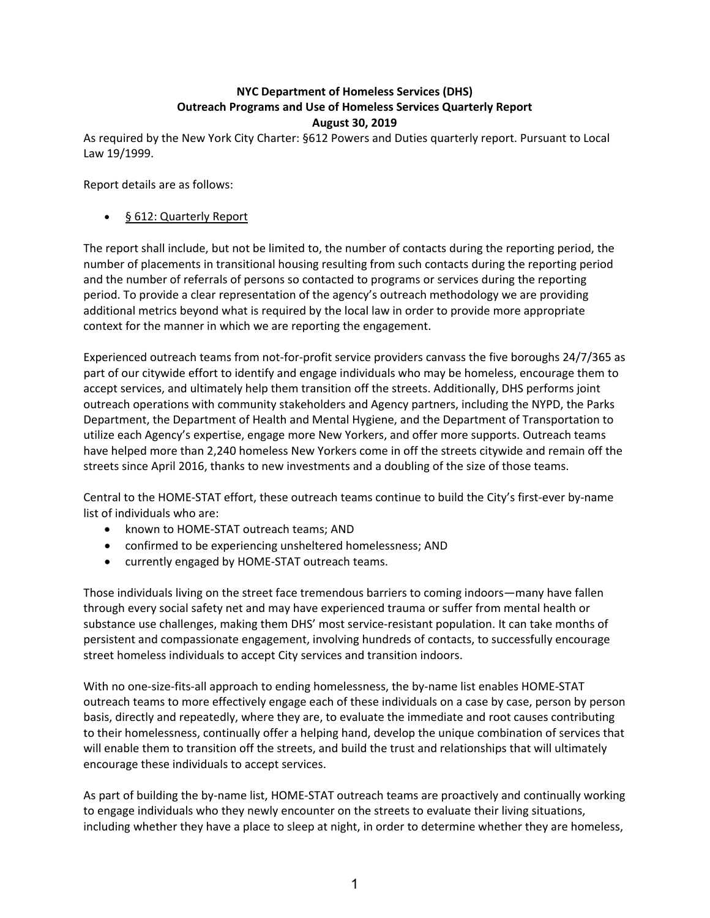**NYC Department of Homeless Services (DHS)**
**Outreach Programs and Use of Homeless Services Quarterly Report**
**August 30, 2019**

As required by the New York City Charter: §612 Powers and Duties quarterly report. Pursuant to Local Law 19/1999.

Report details are as follows:

- <u>§ 612: Quarterly Report</u>

The report shall include, but not be limited to, the number of contacts during the reporting period, the number of placements in transitional housing resulting from such contacts during the reporting period and the number of referrals of persons so contacted to programs or services during the reporting period. To provide a clear representation of the agency's outreach methodology we are providing additional metrics beyond what is required by the local law in order to provide more appropriate context for the manner in which we are reporting the engagement.

Experienced outreach teams from not-for-profit service providers canvass the five boroughs 24/7/365 as part of our citywide effort to identify and engage individuals who may be homeless, encourage them to accept services, and ultimately help them transition off the streets. Additionally, DHS performs joint outreach operations with community stakeholders and Agency partners, including the NYPD, the Parks Department, the Department of Health and Mental Hygiene, and the Department of Transportation to utilize each Agency's expertise, engage more New Yorkers, and offer more supports. Outreach teams have helped more than 2,240 homeless New Yorkers come in off the streets citywide and remain off the streets since April 2016, thanks to new investments and a doubling of the size of those teams.

Central to the HOME-STAT effort, these outreach teams continue to build the City's first-ever by-name list of individuals who are:

- known to HOME-STAT outreach teams; AND
- confirmed to be experiencing unsheltered homelessness; AND
- currently engaged by HOME-STAT outreach teams.

Those individuals living on the street face tremendous barriers to coming indoors—many have fallen through every social safety net and may have experienced trauma or suffer from mental health or substance use challenges, making them DHS' most service-resistant population. It can take months of persistent and compassionate engagement, involving hundreds of contacts, to successfully encourage street homeless individuals to accept City services and transition indoors.

With no one-size-fits-all approach to ending homelessness, the by-name list enables HOME-STAT outreach teams to more effectively engage each of these individuals on a case by case, person by person basis, directly and repeatedly, where they are, to evaluate the immediate and root causes contributing to their homelessness, continually offer a helping hand, develop the unique combination of services that will enable them to transition off the streets, and build the trust and relationships that will ultimately encourage these individuals to accept services.

As part of building the by-name list, HOME-STAT outreach teams are proactively and continually working to engage individuals who they newly encounter on the streets to evaluate their living situations, including whether they have a place to sleep at night, in order to determine whether they are homeless,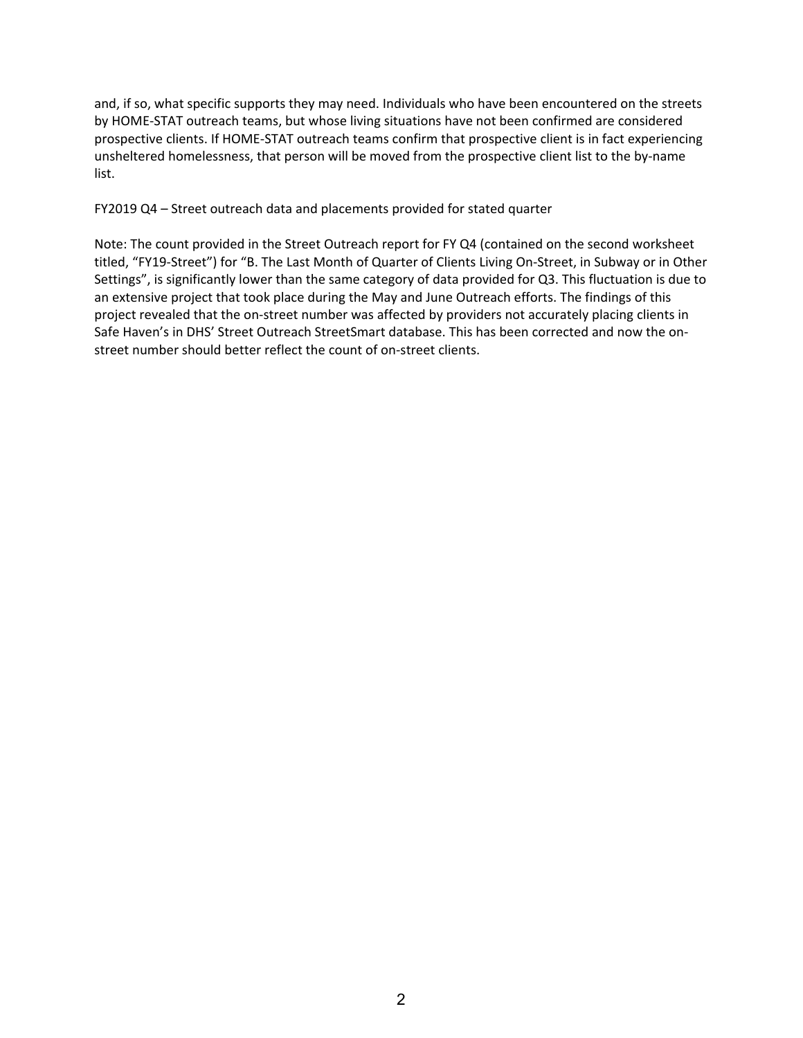and, if so, what specific supports they may need. Individuals who have been encountered on the streets by HOME-STAT outreach teams, but whose living situations have not been confirmed are considered prospective clients. If HOME-STAT outreach teams confirm that prospective client is in fact experiencing unsheltered homelessness, that person will be moved from the prospective client list to the by-name list.

FY2019 Q4 – Street outreach data and placements provided for stated quarter

Note: The count provided in the Street Outreach report for FY Q4 (contained on the second worksheet titled, "FY19-Street") for "B. The Last Month of Quarter of Clients Living On-Street, in Subway or in Other Settings", is significantly lower than the same category of data provided for Q3. This fluctuation is due to an extensive project that took place during the May and June Outreach efforts. The findings of this project revealed that the on-street number was affected by providers not accurately placing clients in Safe Haven's in DHS' Street Outreach StreetSmart database. This has been corrected and now the on-street number should better reflect the count of on-street clients.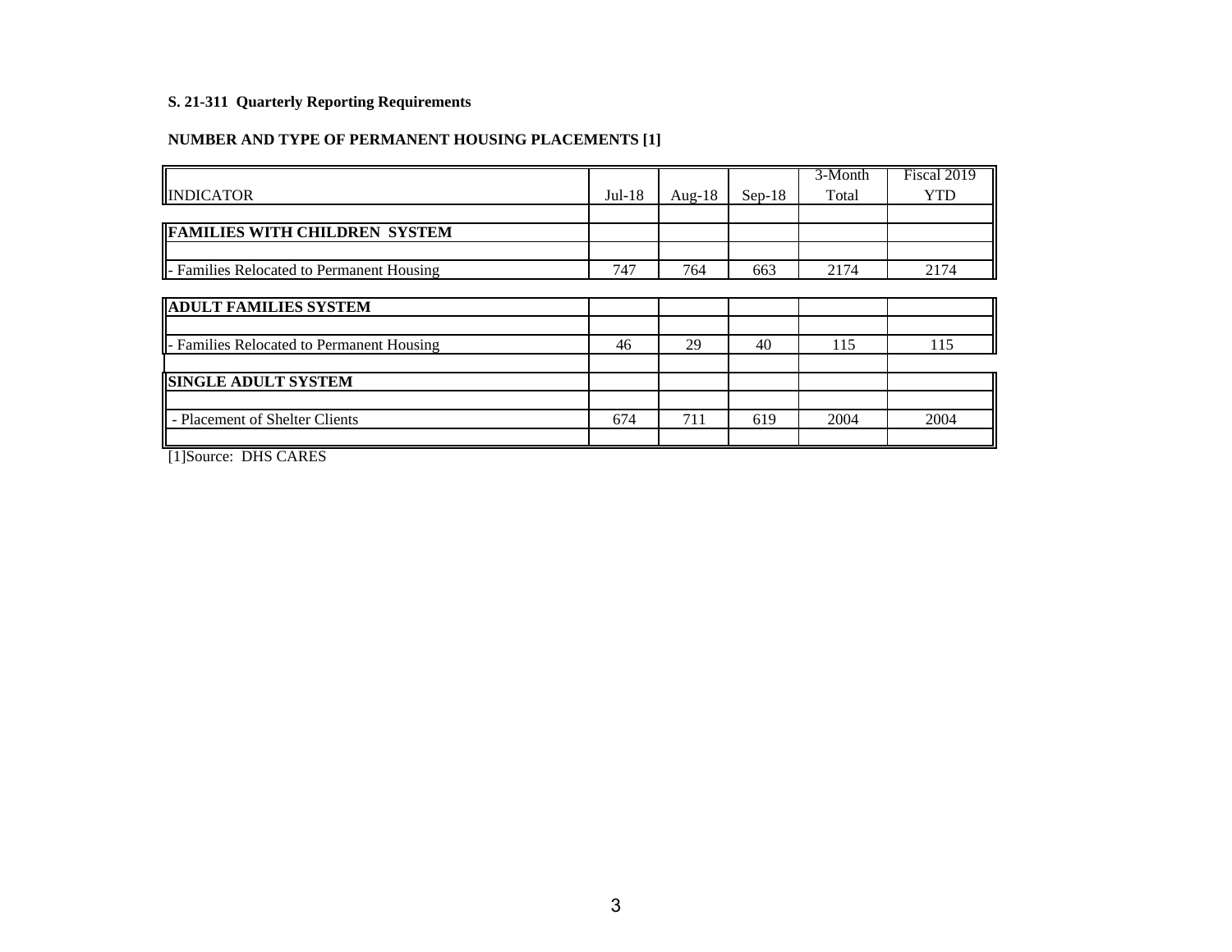**S. 21-311 Quarterly Reporting Requirements**

**NUMBER AND TYPE OF PERMANENT HOUSING PLACEMENTS [1]**

| INDICATOR | Jul-18 | Aug-18 | Sep-18 | 3-Month Total | Fiscal 2019 YTD |
|---|---|---|---|---|---|
| **FAMILIES WITH CHILDREN SYSTEM** | | | | | |
| - Families Relocated to Permanent Housing | 747 | 764 | 663 | 2174 | 2174 |
| **ADULT FAMILIES SYSTEM** | | | | | |
| - Families Relocated to Permanent Housing | 46 | 29 | 40 | 115 | 115 |
| **SINGLE ADULT SYSTEM** | | | | | |
| - Placement of Shelter Clients | 674 | 711 | 619 | 2004 | 2004 |

[1]Source: DHS CARES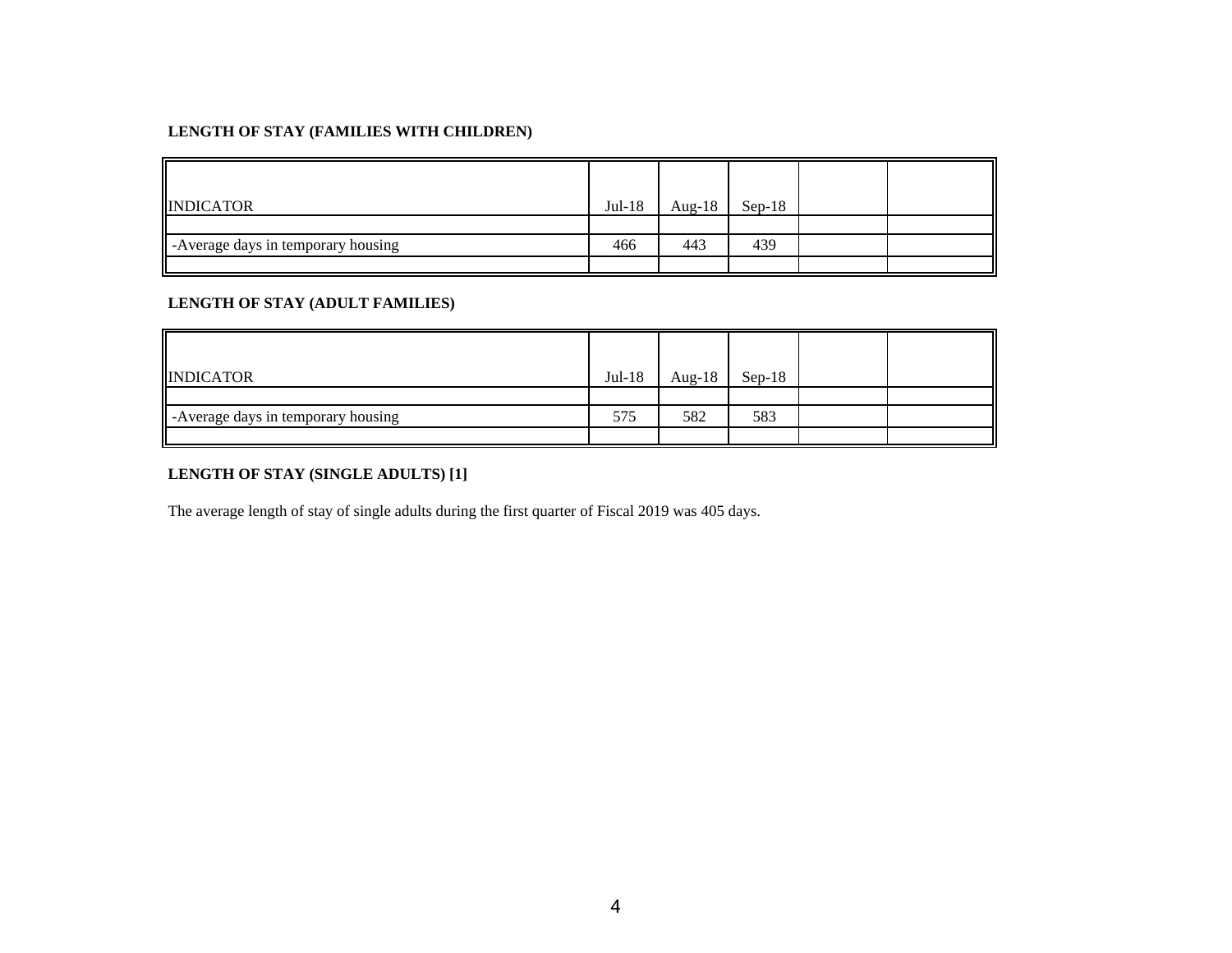**LENGTH OF STAY (FAMILIES WITH CHILDREN)**

| INDICATOR | Jul-18 | Aug-18 | Sep-18 | | |
|---|---|---|---|---|---|
| | | | | | |
| -Average days in temporary housing | 466 | 443 | 439 | | |
| | | | | | |

**LENGTH OF STAY (ADULT FAMILIES)**

| INDICATOR | Jul-18 | Aug-18 | Sep-18 | | |
|---|---|---|---|---|---|
| | | | | | |
| -Average days in temporary housing | 575 | 582 | 583 | | |
| | | | | | |

**LENGTH OF STAY (SINGLE ADULTS) [1]**

The average length of stay of single adults during the first quarter of Fiscal 2019 was 405 days.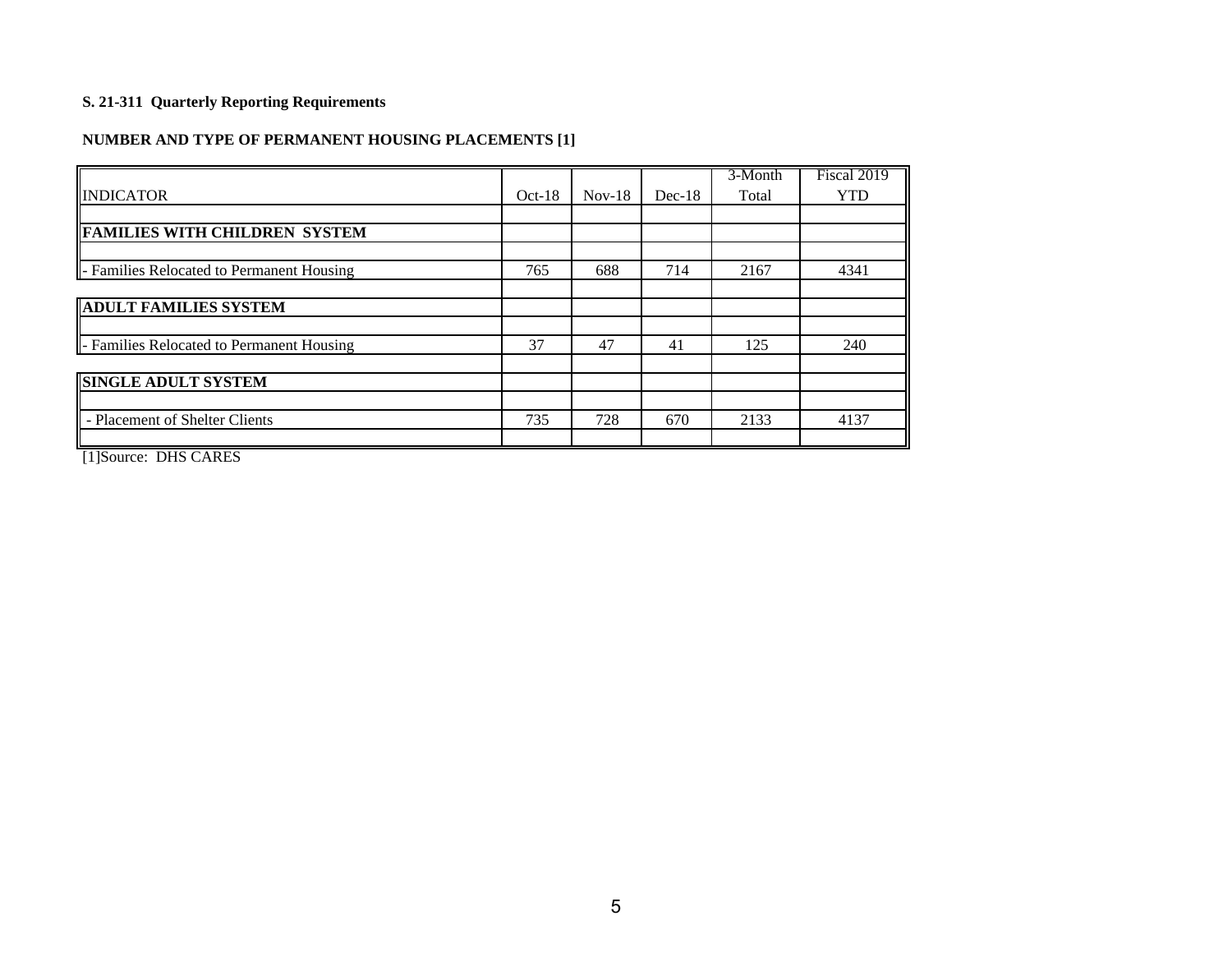**S. 21-311 Quarterly Reporting Requirements**

**NUMBER AND TYPE OF PERMANENT HOUSING PLACEMENTS [1]**

| INDICATOR | Oct-18 | Nov-18 | Dec-18 | 3-Month Total | Fiscal 2019 YTD |
|---|---|---|---|---|---|
| | | | | | |
| **FAMILIES WITH CHILDREN SYSTEM** | | | | | |
| | | | | | |
| - Families Relocated to Permanent Housing | 765 | 688 | 714 | 2167 | 4341 |
| | | | | | |
| **ADULT FAMILIES SYSTEM** | | | | | |
| | | | | | |
| - Families Relocated to Permanent Housing | 37 | 47 | 41 | 125 | 240 |
| | | | | | |
| **SINGLE ADULT SYSTEM** | | | | | |
| | | | | | |
| - Placement of Shelter Clients | 735 | 728 | 670 | 2133 | 4137 |
| | | | | | |

[1]Source: DHS CARES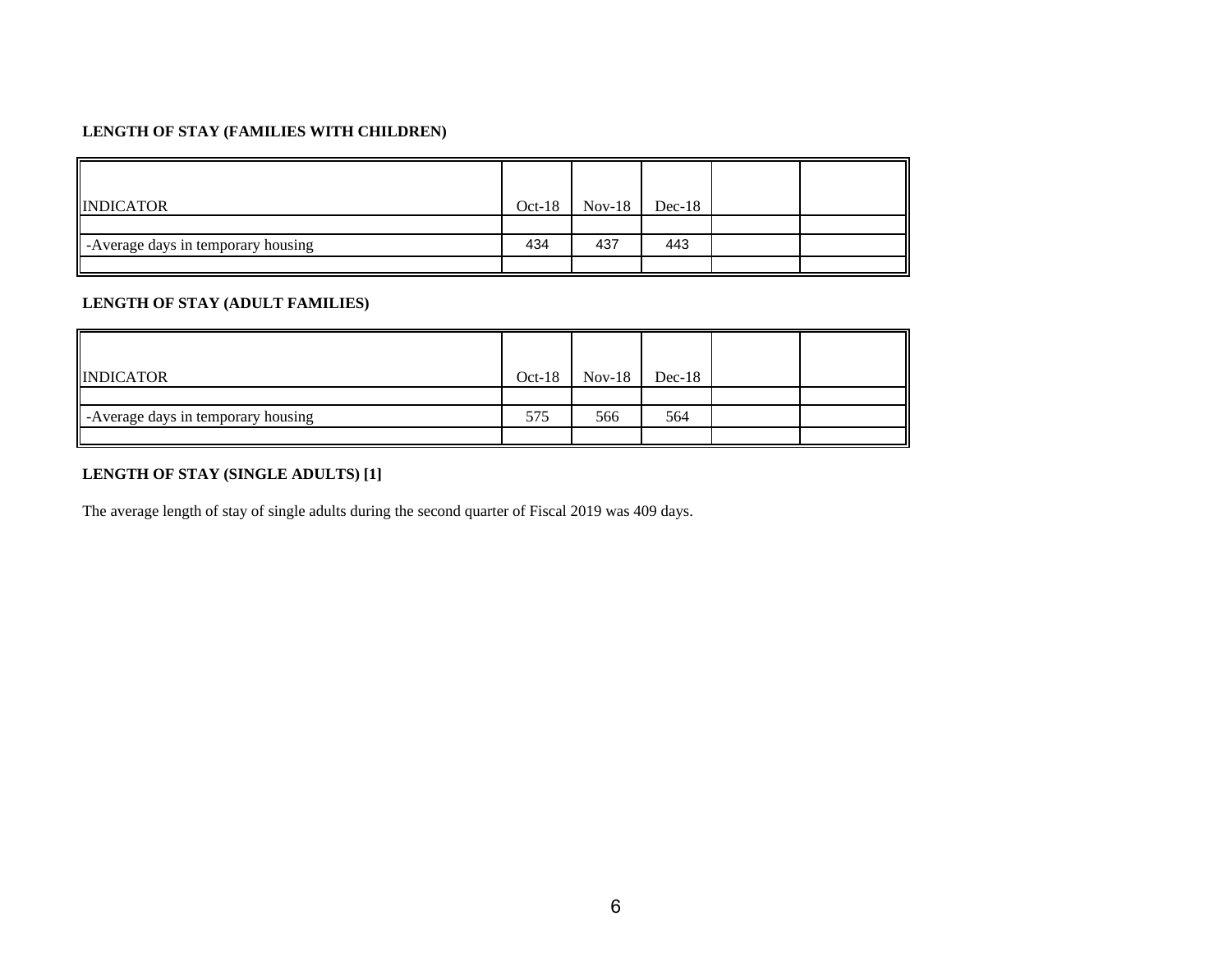**LENGTH OF STAY (FAMILIES WITH CHILDREN)**

| INDICATOR | Oct-18 | Nov-18 | Dec-18 | | |
|---|---|---|---|---|---|
| | | | | | |
| -Average days in temporary housing | 434 | 437 | 443 | | |
| | | | | | |

**LENGTH OF STAY (ADULT FAMILIES)**

| INDICATOR | Oct-18 | Nov-18 | Dec-18 | | |
|---|---|---|---|---|---|
| | | | | | |
| -Average days in temporary housing | 575 | 566 | 564 | | |
| | | | | | |

**LENGTH OF STAY (SINGLE ADULTS) [1]**

The average length of stay of single adults during the second quarter of Fiscal 2019 was 409 days.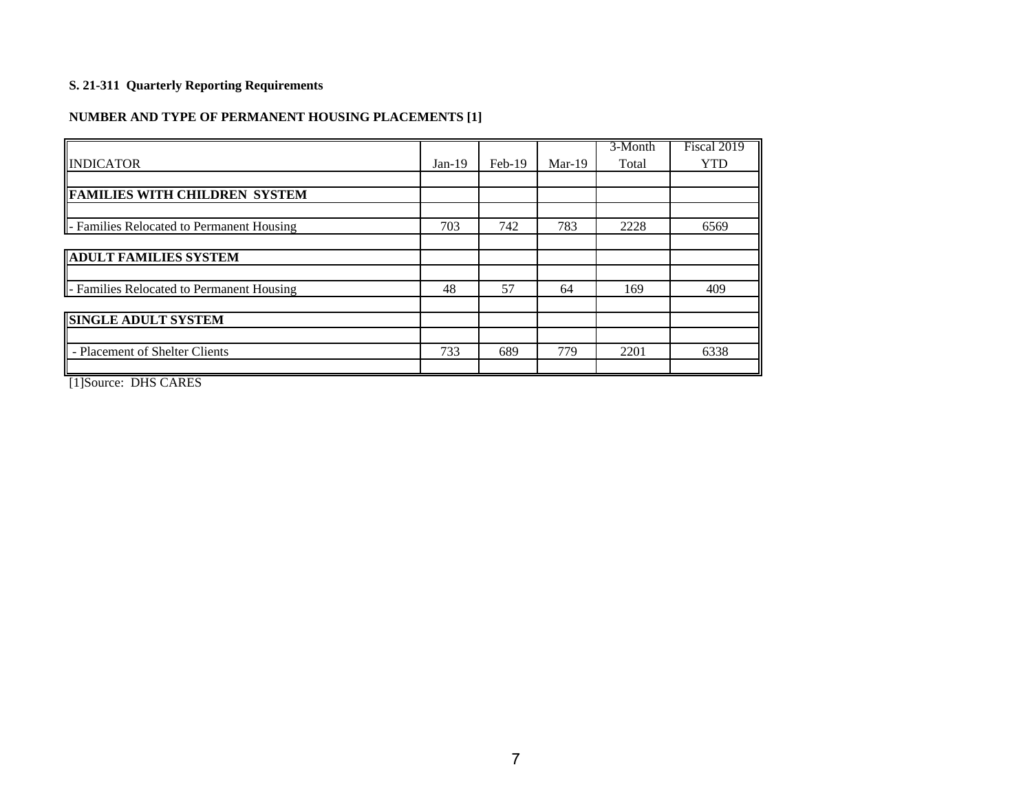**S. 21-311 Quarterly Reporting Requirements**

**NUMBER AND TYPE OF PERMANENT HOUSING PLACEMENTS [1]**

| INDICATOR | Jan-19 | Feb-19 | Mar-19 | 3-Month Total | Fiscal 2019 YTD |
|---|---|---|---|---|---|
| | | | | | |
| **FAMILIES WITH CHILDREN SYSTEM** | | | | | |
| | | | | | |
| - Families Relocated to Permanent Housing | 703 | 742 | 783 | 2228 | 6569 |
| | | | | | |
| **ADULT FAMILIES SYSTEM** | | | | | |
| | | | | | |
| - Families Relocated to Permanent Housing | 48 | 57 | 64 | 169 | 409 |
| | | | | | |
| **SINGLE ADULT SYSTEM** | | | | | |
| | | | | | |
| - Placement of Shelter Clients | 733 | 689 | 779 | 2201 | 6338 |
| | | | | | |

[1]Source: DHS CARES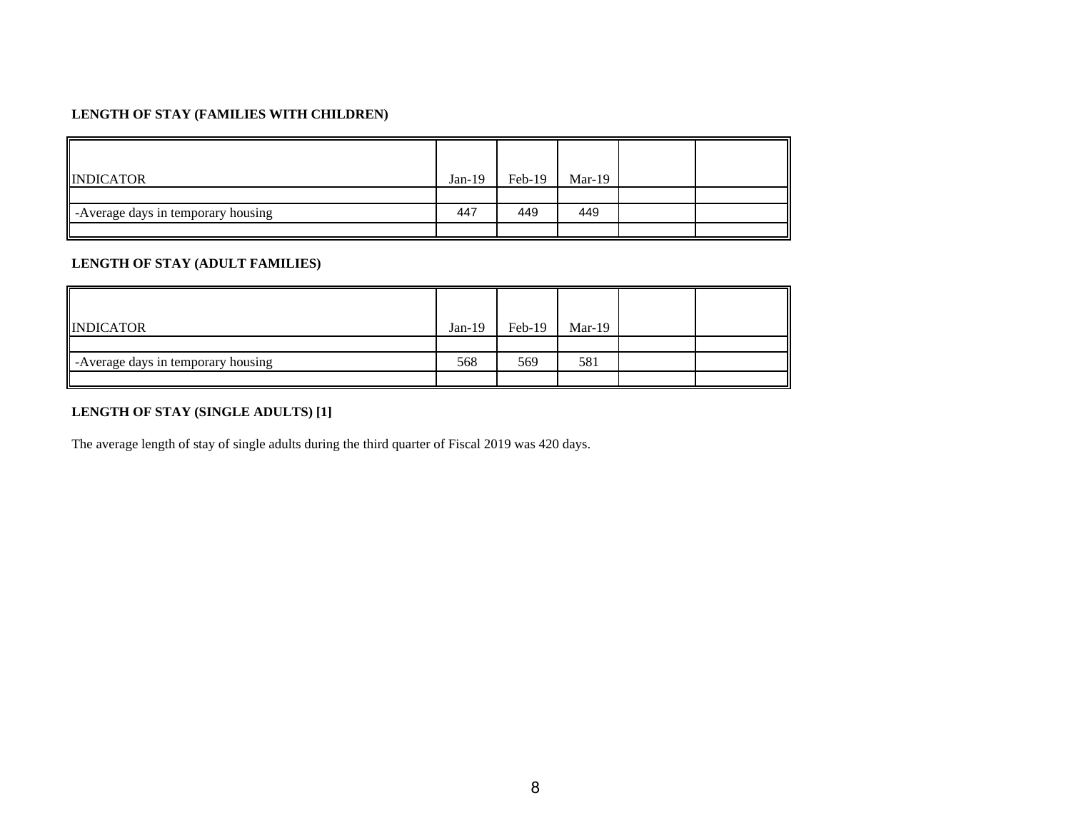**LENGTH OF STAY (FAMILIES WITH CHILDREN)**

| INDICATOR | Jan-19 | Feb-19 | Mar-19 | | |
|---|---|---|---|---|---|
| | | | | | |
| -Average days in temporary housing | 447 | 449 | 449 | | |
| | | | | | |

**LENGTH OF STAY (ADULT FAMILIES)**

| INDICATOR | Jan-19 | Feb-19 | Mar-19 | | |
|---|---|---|---|---|---|
| | | | | | |
| -Average days in temporary housing | 568 | 569 | 581 | | |
| | | | | | |

**LENGTH OF STAY (SINGLE ADULTS) [1]**

The average length of stay of single adults during the third quarter of Fiscal 2019 was 420 days.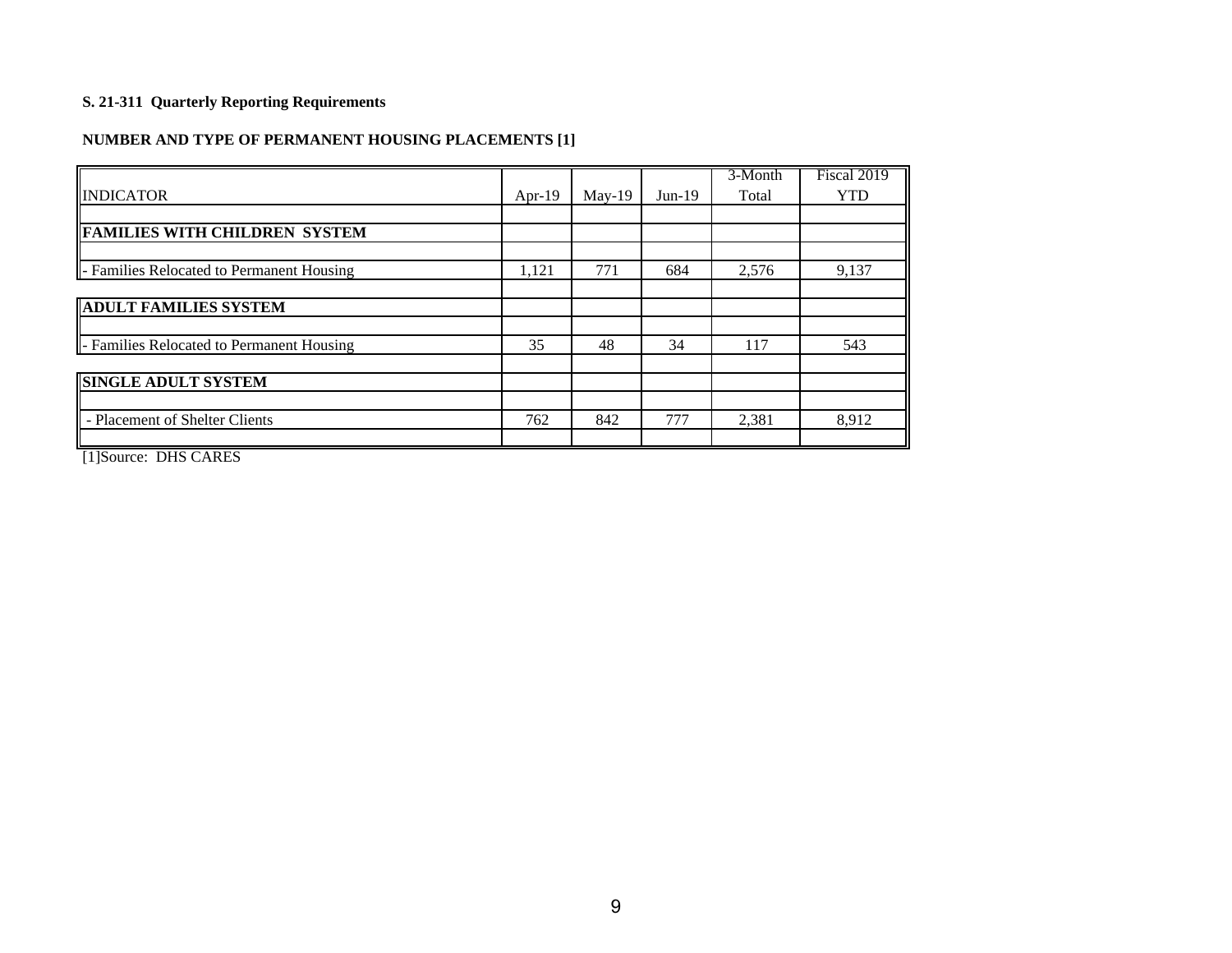**S. 21-311 Quarterly Reporting Requirements**

**NUMBER AND TYPE OF PERMANENT HOUSING PLACEMENTS [1]**

| INDICATOR | Apr-19 | May-19 | Jun-19 | 3-Month Total | Fiscal 2019 YTD |
|---|---|---|---|---|---|
| **FAMILIES WITH CHILDREN SYSTEM** | | | | | |
| - Families Relocated to Permanent Housing | 1,121 | 771 | 684 | 2,576 | 9,137 |
| **ADULT FAMILIES SYSTEM** | | | | | |
| - Families Relocated to Permanent Housing | 35 | 48 | 34 | 117 | 543 |
| **SINGLE ADULT SYSTEM** | | | | | |
| - Placement of Shelter Clients | 762 | 842 | 777 | 2,381 | 8,912 |

[1]Source: DHS CARES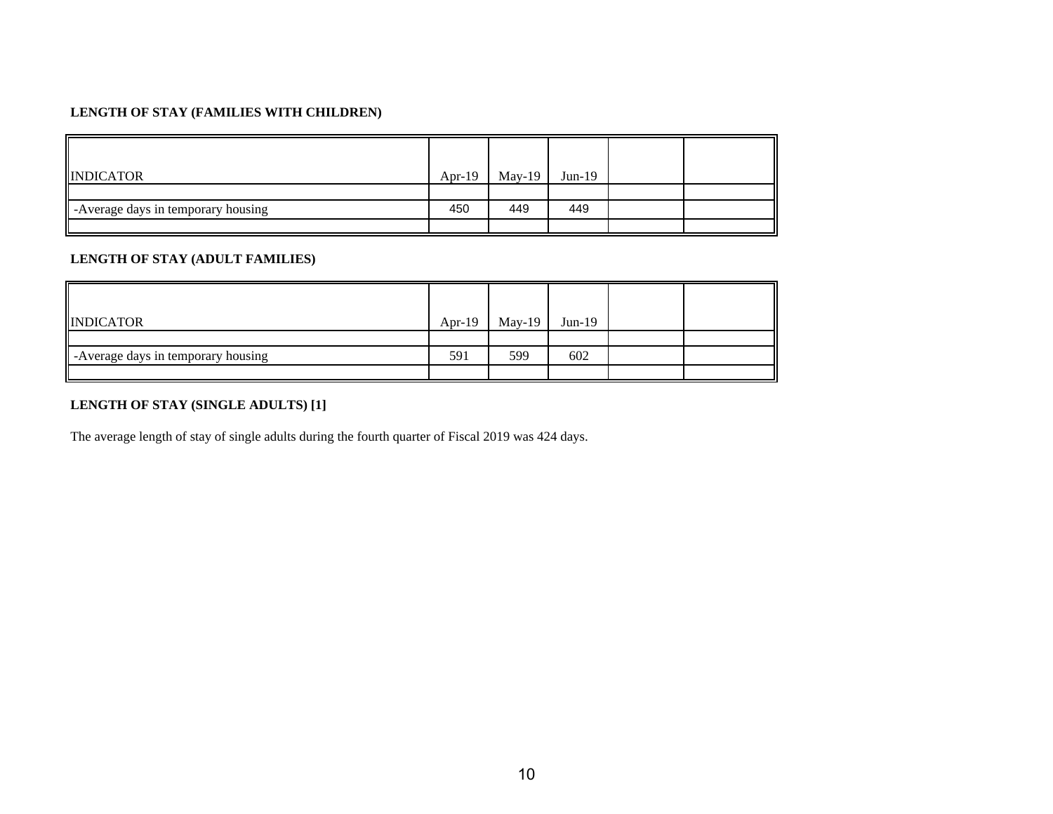**LENGTH OF STAY (FAMILIES WITH CHILDREN)**

| INDICATOR | Apr-19 | May-19 | Jun-19 | | |
|---|---|---|---|---|---|
| | | | | | |
| -Average days in temporary housing | 450 | 449 | 449 | | |
| | | | | | |

**LENGTH OF STAY (ADULT FAMILIES)**

| INDICATOR | Apr-19 | May-19 | Jun-19 | | |
|---|---|---|---|---|---|
| | | | | | |
| -Average days in temporary housing | 591 | 599 | 602 | | |
| | | | | | |

**LENGTH OF STAY (SINGLE ADULTS) [1]**

The average length of stay of single adults during the fourth quarter of Fiscal 2019 was 424 days.